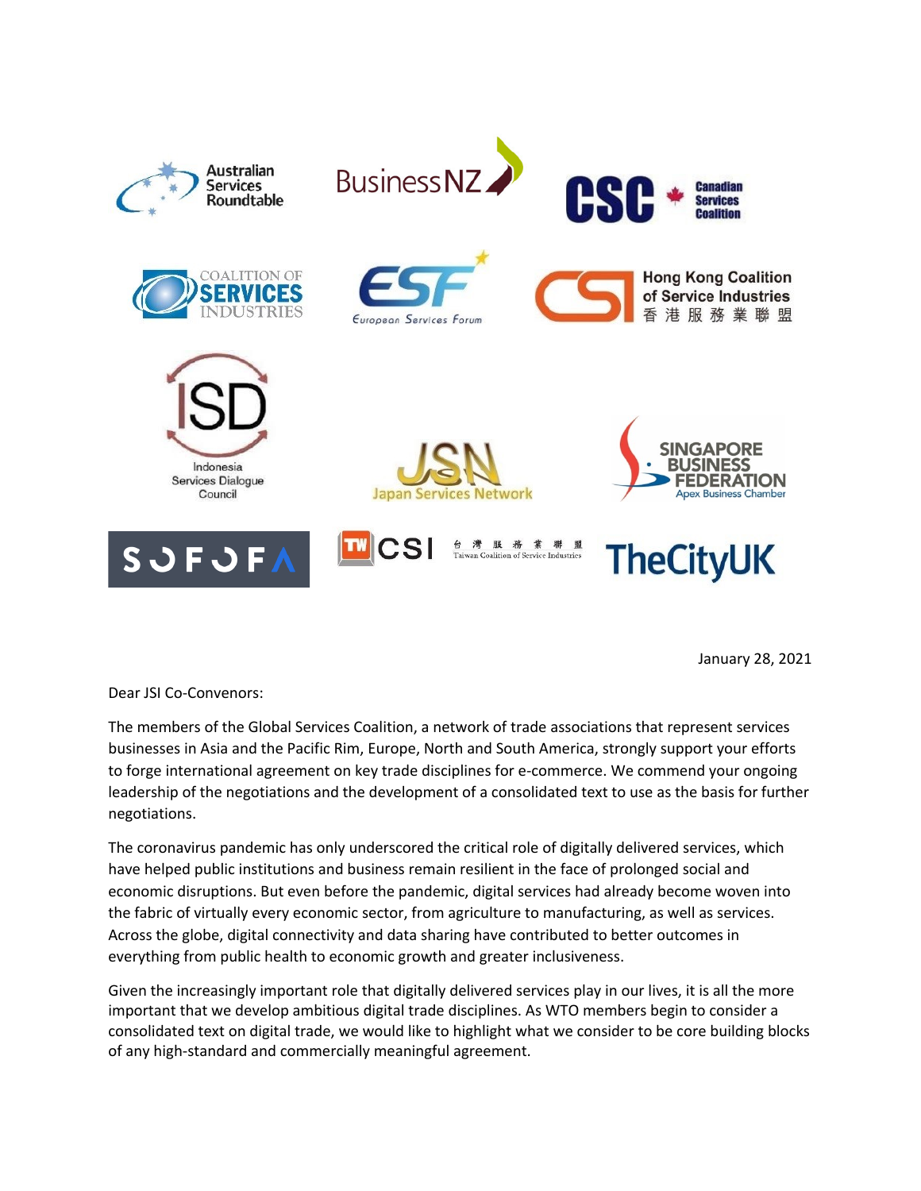Australian Services Roundtable | BusinessNZ | CSC Canadian Services Coalition

Coalition of Services Industries | ESF European Services Forum | CSI Hong Kong Coalition of Service Industries 香港服務業聯盟

ISD Indonesia Services Dialogue Council | JSN Japan Services Network | Singapore Business Federation Apex Business Chamber

SOFOFA | TW CSI 台灣服務業聯盟 Taiwan Coalition of Service Industries | TheCityUK

January 28, 2021

Dear JSI Co-Convenors:

The members of the Global Services Coalition, a network of trade associations that represent services businesses in Asia and the Pacific Rim, Europe, North and South America, strongly support your efforts to forge international agreement on key trade disciplines for e-commerce. We commend your ongoing leadership of the negotiations and the development of a consolidated text to use as the basis for further negotiations.

The coronavirus pandemic has only underscored the critical role of digitally delivered services, which have helped public institutions and business remain resilient in the face of prolonged social and economic disruptions. But even before the pandemic, digital services had already become woven into the fabric of virtually every economic sector, from agriculture to manufacturing, as well as services. Across the globe, digital connectivity and data sharing have contributed to better outcomes in everything from public health to economic growth and greater inclusiveness.

Given the increasingly important role that digitally delivered services play in our lives, it is all the more important that we develop ambitious digital trade disciplines. As WTO members begin to consider a consolidated text on digital trade, we would like to highlight what we consider to be core building blocks of any high-standard and commercially meaningful agreement.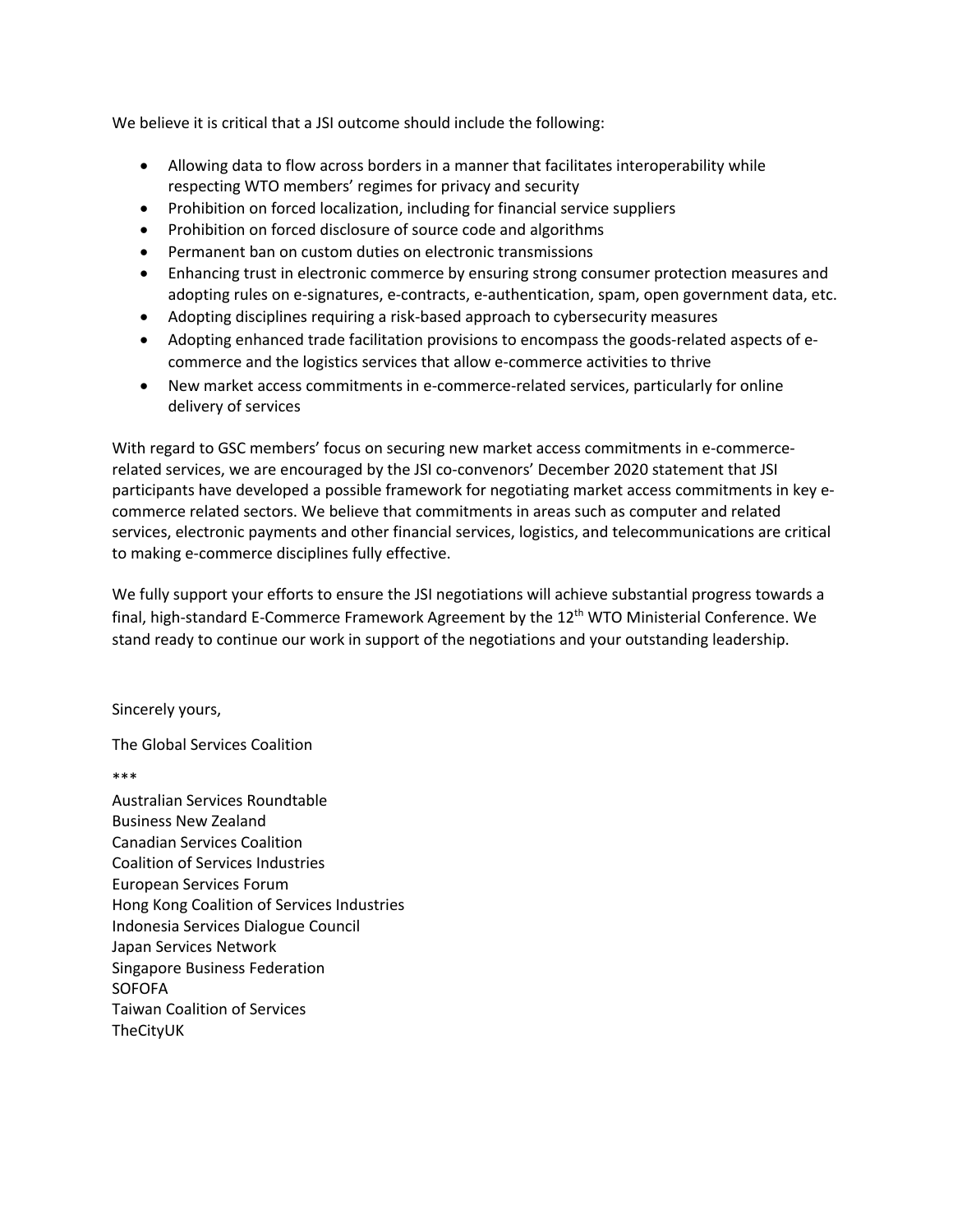We believe it is critical that a JSI outcome should include the following:

- Allowing data to flow across borders in a manner that facilitates interoperability while respecting WTO members' regimes for privacy and security
- Prohibition on forced localization, including for financial service suppliers
- Prohibition on forced disclosure of source code and algorithms
- Permanent ban on custom duties on electronic transmissions
- Enhancing trust in electronic commerce by ensuring strong consumer protection measures and adopting rules on e-signatures, e-contracts, e-authentication, spam, open government data, etc.
- Adopting disciplines requiring a risk-based approach to cybersecurity measures
- Adopting enhanced trade facilitation provisions to encompass the goods-related aspects of e-commerce and the logistics services that allow e-commerce activities to thrive
- New market access commitments in e-commerce-related services, particularly for online delivery of services

With regard to GSC members' focus on securing new market access commitments in e-commerce-related services, we are encouraged by the JSI co-convenors' December 2020 statement that JSI participants have developed a possible framework for negotiating market access commitments in key e-commerce related sectors. We believe that commitments in areas such as computer and related services, electronic payments and other financial services, logistics, and telecommunications are critical to making e-commerce disciplines fully effective.

We fully support your efforts to ensure the JSI negotiations will achieve substantial progress towards a final, high-standard E-Commerce Framework Agreement by the 12th WTO Ministerial Conference. We stand ready to continue our work in support of the negotiations and your outstanding leadership.

Sincerely yours,

The Global Services Coalition

***

Australian Services Roundtable  
Business New Zealand  
Canadian Services Coalition  
Coalition of Services Industries  
European Services Forum  
Hong Kong Coalition of Services Industries  
Indonesia Services Dialogue Council  
Japan Services Network  
Singapore Business Federation  
SOFOFA  
Taiwan Coalition of Services  
TheCityUK